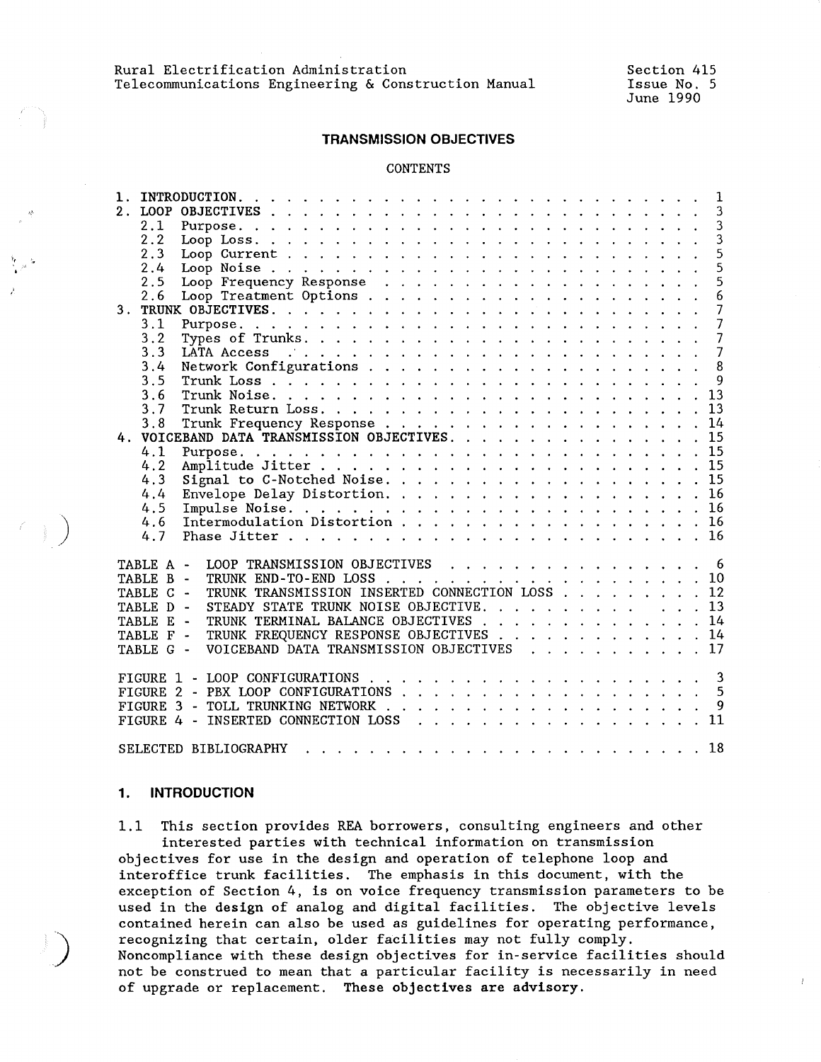Rural Electrification Administration
Telecommunications Engineering & Construction Manual

Section 415
Issue No. 5
June 1990

# TRANSMISSION OBJECTIVES

CONTENTS

| | |
|---|---|
| 1. INTRODUCTION | 1 |
| 2. LOOP OBJECTIVES | 3 |
| 2.1 Purpose | 3 |
| 2.2 Loop Loss | 3 |
| 2.3 Loop Current | 5 |
| 2.4 Loop Noise | 5 |
| 2.5 Loop Frequency Response | 5 |
| 2.6 Loop Treatment Options | 6 |
| 3. TRUNK OBJECTIVES | 7 |
| 3.1 Purpose | 7 |
| 3.2 Types of Trunks | 7 |
| 3.3 LATA Access | 7 |
| 3.4 Network Configurations | 8 |
| 3.5 Trunk Loss | 9 |
| 3.6 Trunk Noise | 13 |
| 3.7 Trunk Return Loss | 13 |
| 3.8 Trunk Frequency Response | 14 |
| 4. VOICEBAND DATA TRANSMISSION OBJECTIVES | 15 |
| 4.1 Purpose | 15 |
| 4.2 Amplitude Jitter | 15 |
| 4.3 Signal to C-Notched Noise | 15 |
| 4.4 Envelope Delay Distortion | 16 |
| 4.5 Impulse Noise | 16 |
| 4.6 Intermodulation Distortion | 16 |
| 4.7 Phase Jitter | 16 |
| TABLE A - LOOP TRANSMISSION OBJECTIVES | 6 |
| TABLE B - TRUNK END-TO-END LOSS | 10 |
| TABLE C - TRUNK TRANSMISSION INSERTED CONNECTION LOSS | 12 |
| TABLE D - STEADY STATE TRUNK NOISE OBJECTIVE | 13 |
| TABLE E - TRUNK TERMINAL BALANCE OBJECTIVES | 14 |
| TABLE F - TRUNK FREQUENCY RESPONSE OBJECTIVES | 14 |
| TABLE G - VOICEBAND DATA TRANSMISSION OBJECTIVES | 17 |
| FIGURE 1 - LOOP CONFIGURATIONS | 3 |
| FIGURE 2 - PBX LOOP CONFIGURATIONS | 5 |
| FIGURE 3 - TOLL TRUNKING NETWORK | 9 |
| FIGURE 4 - INSERTED CONNECTION LOSS | 11 |
| SELECTED BIBLIOGRAPHY | 18 |

## 1. INTRODUCTION

1.1 This section provides REA borrowers, consulting engineers and other interested parties with technical information on transmission objectives for use in the design and operation of telephone loop and interoffice trunk facilities. The emphasis in this document, with the exception of Section 4, is on voice frequency transmission parameters to be used in the design of analog and digital facilities. The objective levels contained herein can also be used as guidelines for operating performance, recognizing that certain, older facilities may not fully comply. Noncompliance with these design objectives for in-service facilities should not be construed to mean that a particular facility is necessarily in need of upgrade or replacement. **These objectives are advisory.**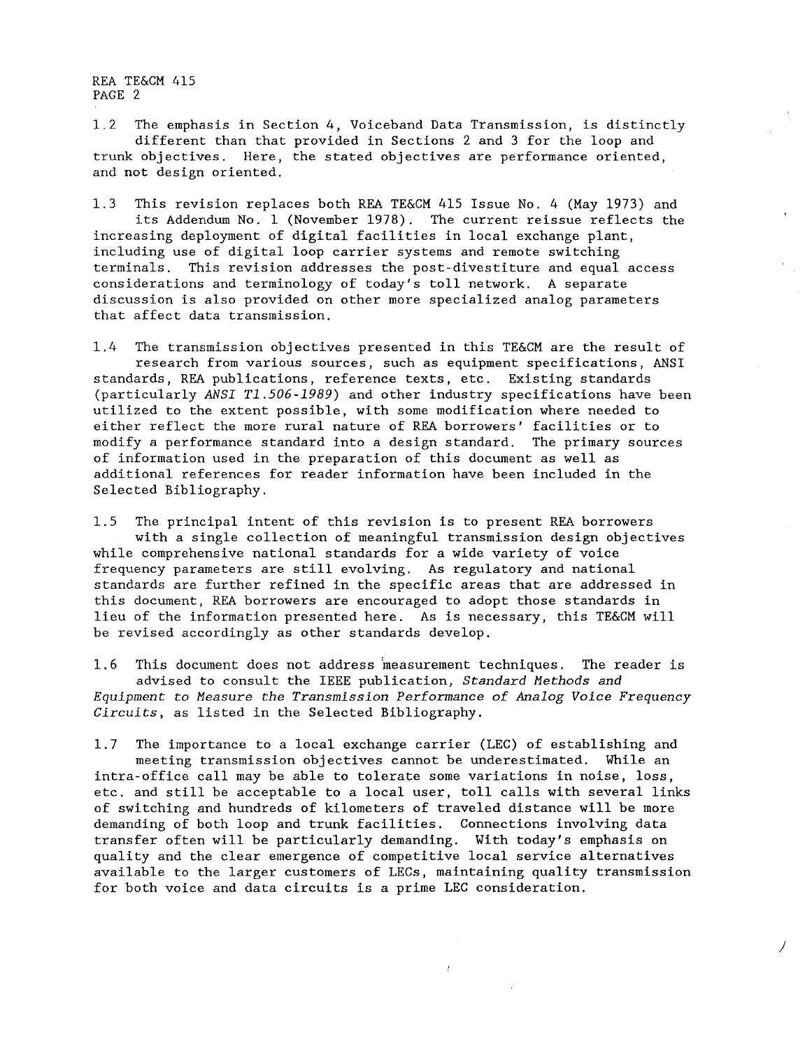1.2 The emphasis in Section 4, Voiceband Data Transmission, is distinctly different than that provided in Sections 2 and 3 for the loop and trunk objectives. Here, the stated objectives are performance oriented, and not design oriented.

1.3 This revision replaces both REA TE&CM 415 Issue No. 4 (May 1973) and its Addendum No. 1 (November 1978). The current reissue reflects the increasing deployment of digital facilities in local exchange plant, including use of digital loop carrier systems and remote switching terminals. This revision addresses the post-divestiture and equal access considerations and terminology of today's toll network. A separate discussion is also provided on other more specialized analog parameters that affect data transmission.

1.4 The transmission objectives presented in this TE&CM are the result of research from various sources, such as equipment specifications, ANSI standards, REA publications, reference texts, etc. Existing standards (particularly *ANSI T1.506-1989*) and other industry specifications have been utilized to the extent possible, with some modification where needed to either reflect the more rural nature of REA borrowers' facilities or to modify a performance standard into a design standard. The primary sources of information used in the preparation of this document as well as additional references for reader information have been included in the Selected Bibliography.

1.5 The principal intent of this revision is to present REA borrowers with a single collection of meaningful transmission design objectives while comprehensive national standards for a wide variety of voice frequency parameters are still evolving. As regulatory and national standards are further refined in the specific areas that are addressed in this document, REA borrowers are encouraged to adopt those standards in lieu of the information presented here. As is necessary, this TE&CM will be revised accordingly as other standards develop.

1.6 This document does not address measurement techniques. The reader is advised to consult the IEEE publication, *Standard Methods and Equipment to Measure the Transmission Performance of Analog Voice Frequency Circuits*, as listed in the Selected Bibliography.

1.7 The importance to a local exchange carrier (LEC) of establishing and meeting transmission objectives cannot be underestimated. While an intra-office call may be able to tolerate some variations in noise, loss, etc. and still be acceptable to a local user, toll calls with several links of switching and hundreds of kilometers of traveled distance will be more demanding of both loop and trunk facilities. Connections involving data transfer often will be particularly demanding. With today's emphasis on quality and the clear emergence of competitive local service alternatives available to the larger customers of LECs, maintaining quality transmission for both voice and data circuits is a prime LEC consideration.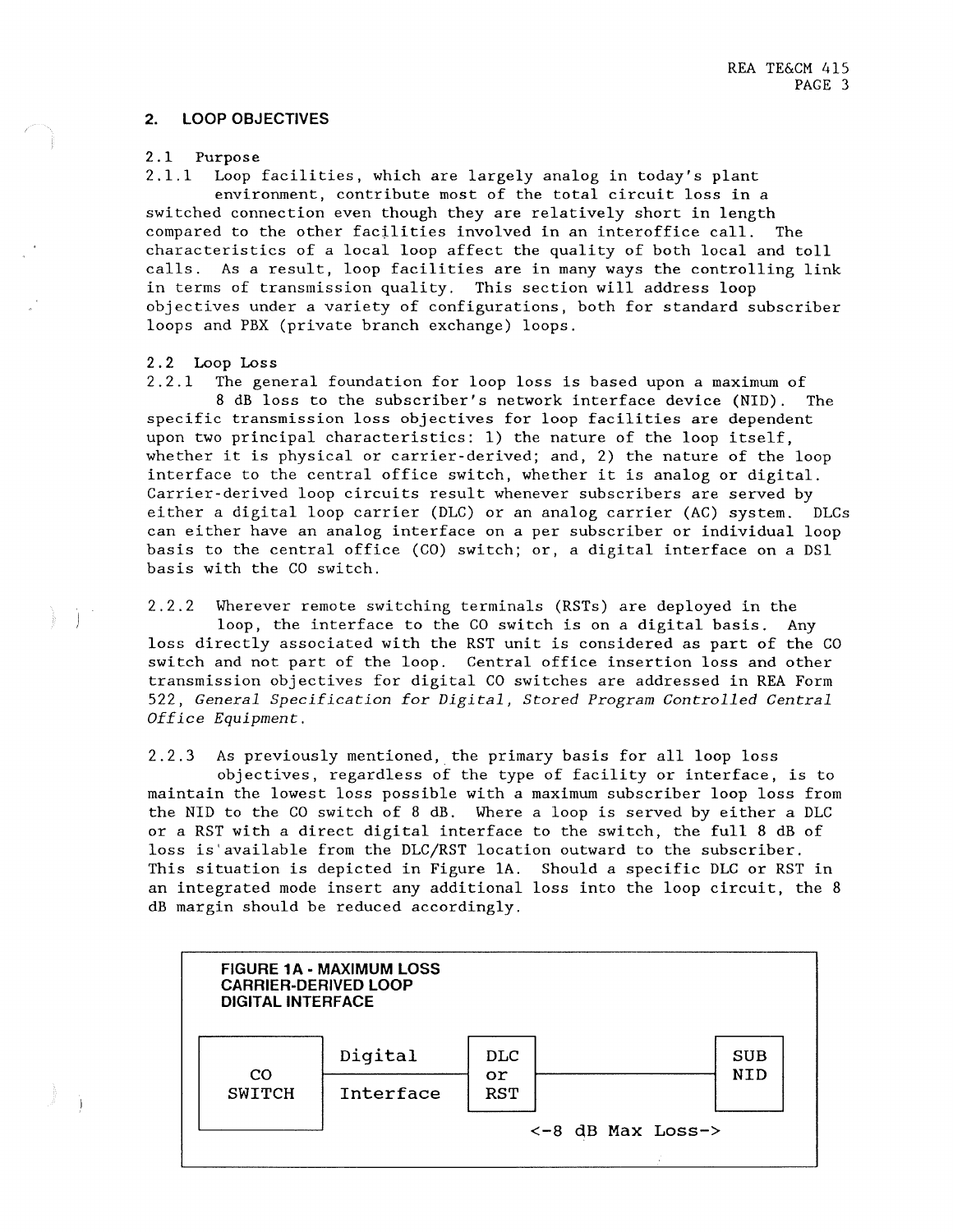## 2. LOOP OBJECTIVES

2.1 Purpose

2.1.1 Loop facilities, which are largely analog in today's plant environment, contribute most of the total circuit loss in a switched connection even though they are relatively short in length compared to the other facilities involved in an interoffice call. The characteristics of a local loop affect the quality of both local and toll calls. As a result, loop facilities are in many ways the controlling link in terms of transmission quality. This section will address loop objectives under a variety of configurations, both for standard subscriber loops and PBX (private branch exchange) loops.

2.2 Loop Loss

2.2.1 The general foundation for loop loss is based upon a maximum of 8 dB loss to the subscriber's network interface device (NID). The specific transmission loss objectives for loop facilities are dependent upon two principal characteristics: 1) the nature of the loop itself, whether it is physical or carrier-derived; and, 2) the nature of the loop interface to the central office switch, whether it is analog or digital. Carrier-derived loop circuits result whenever subscribers are served by either a digital loop carrier (DLC) or an analog carrier (AC) system. DLCs can either have an analog interface on a per subscriber or individual loop basis to the central office (CO) switch; or, a digital interface on a DS1 basis with the CO switch.

2.2.2 Wherever remote switching terminals (RSTs) are deployed in the loop, the interface to the CO switch is on a digital basis. Any loss directly associated with the RST unit is considered as part of the CO switch and not part of the loop. Central office insertion loss and other transmission objectives for digital CO switches are addressed in REA Form 522, *General Specification for Digital, Stored Program Controlled Central Office Equipment.*

2.2.3 As previously mentioned, the primary basis for all loop loss objectives, regardless of the type of facility or interface, is to maintain the lowest loss possible with a maximum subscriber loop loss from the NID to the CO switch of 8 dB. Where a loop is served by either a DLC or a RST with a direct digital interface to the switch, the full 8 dB of loss is available from the DLC/RST location outward to the subscriber. This situation is depicted in Figure 1A. Should a specific DLC or RST in an integrated mode insert any additional loss into the loop circuit, the 8 dB margin should be reduced accordingly.

**FIGURE 1A - MAXIMUM LOSS CARRIER-DERIVED LOOP DIGITAL INTERFACE**

CO SWITCH

Digital Interface

DLC or RST

SUB NID

<-8 dB Max Loss->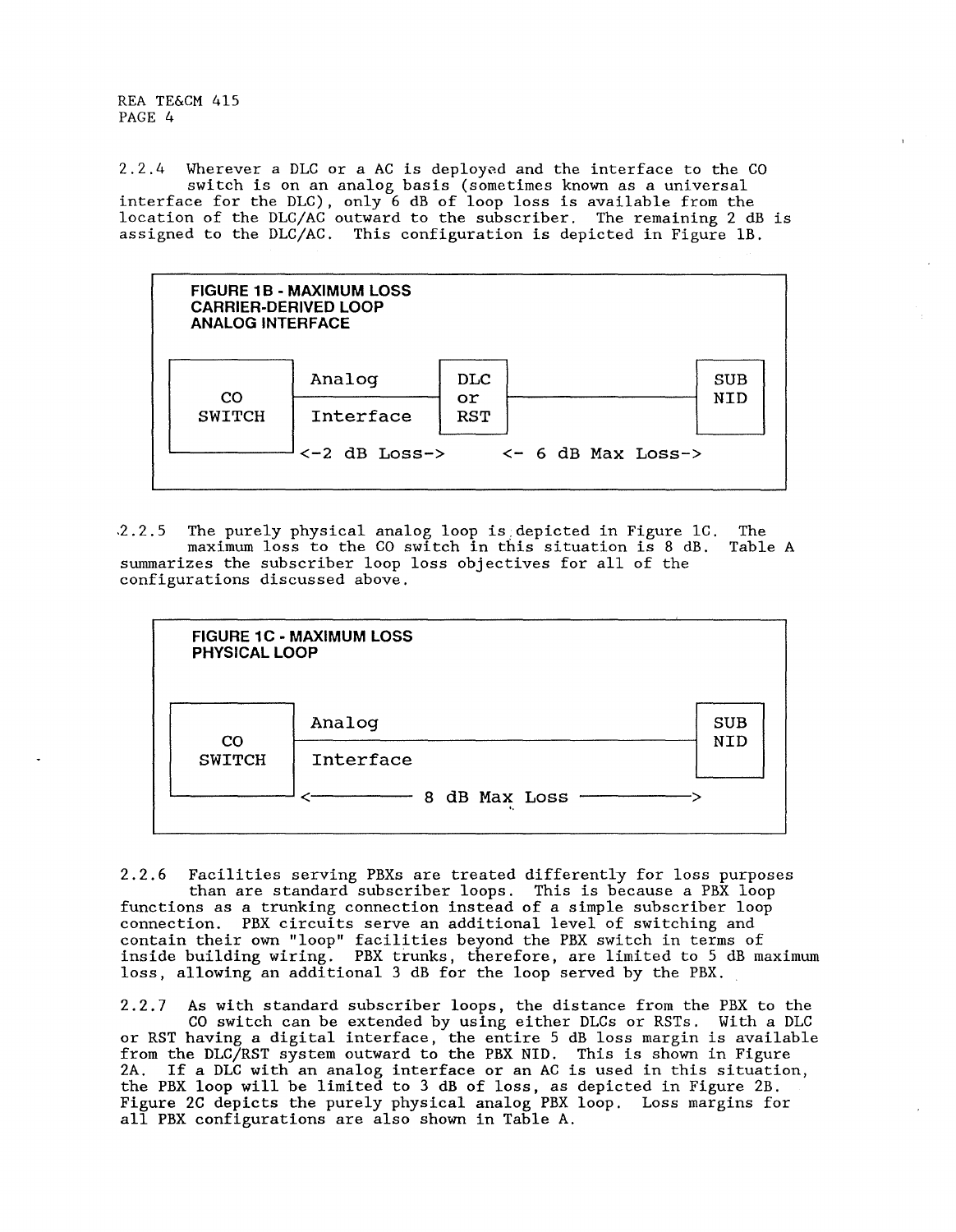2.2.4 Wherever a DLC or a AC is deployed and the interface to the CO switch is on an analog basis (sometimes known as a universal interface for the DLC), only 6 dB of loop loss is available from the location of the DLC/AC outward to the subscriber. The remaining 2 dB is assigned to the DLC/AC. This configuration is depicted in Figure 1B.

**FIGURE 1B - MAXIMUM LOSS**
**CARRIER-DERIVED LOOP**
**ANALOG INTERFACE**

CO SWITCH

Analog Interface

DLC or RST

SUB NID

<-2 dB Loss->

<- 6 dB Max Loss->

2.2.5 The purely physical analog loop is depicted in Figure 1C. The maximum loss to the CO switch in this situation is 8 dB. Table A summarizes the subscriber loop loss objectives for all of the configurations discussed above.

**FIGURE 1C - MAXIMUM LOSS**
**PHYSICAL LOOP**

CO SWITCH

Analog Interface

SUB NID

<—— 8 dB Max Loss ——>

2.2.6 Facilities serving PBXs are treated differently for loss purposes than are standard subscriber loops. This is because a PBX loop functions as a trunking connection instead of a simple subscriber loop connection. PBX circuits serve an additional level of switching and contain their own "loop" facilities beyond the PBX switch in terms of inside building wiring. PBX trunks, therefore, are limited to 5 dB maximum loss, allowing an additional 3 dB for the loop served by the PBX.

2.2.7 As with standard subscriber loops, the distance from the PBX to the CO switch can be extended by using either DLCs or RSTs. With a DLC or RST having a digital interface, the entire 5 dB loss margin is available from the DLC/RST system outward to the PBX NID. This is shown in Figure 2A. If a DLC with an analog interface or an AC is used in this situation, the PBX loop will be limited to 3 dB of loss, as depicted in Figure 2B. Figure 2C depicts the purely physical analog PBX loop. Loss margins for all PBX configurations are also shown in Table A.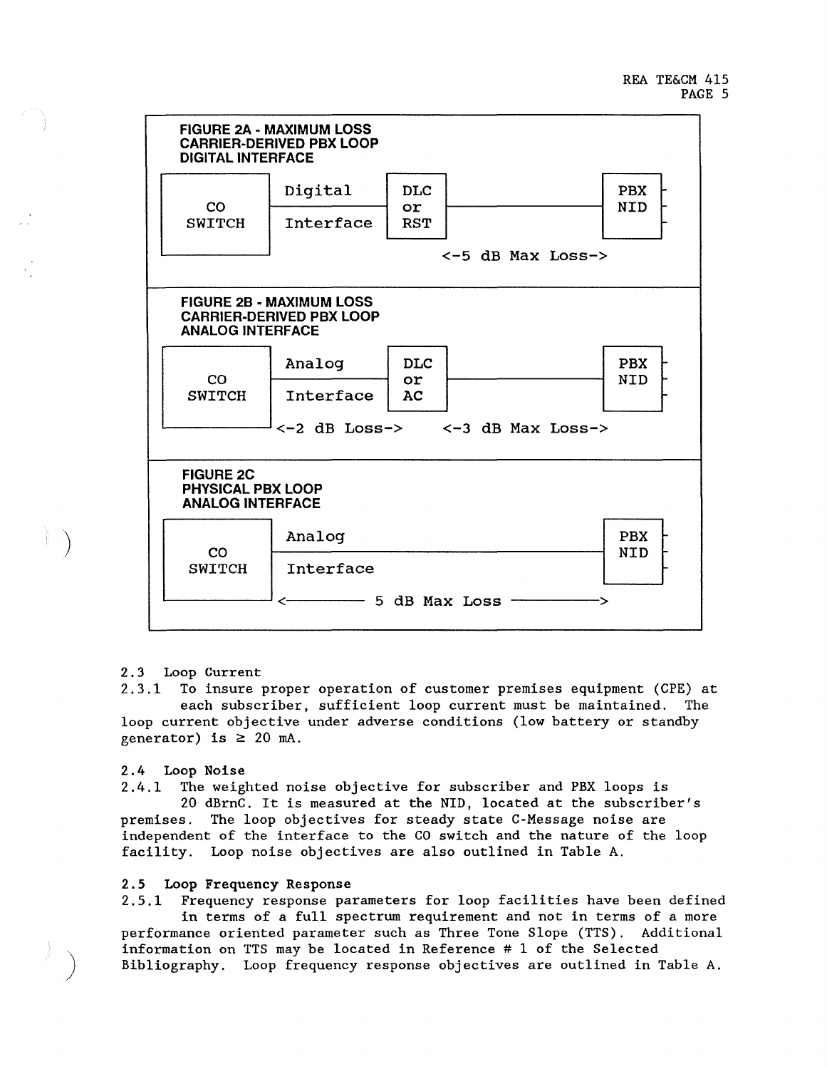**FIGURE 2A - MAXIMUM LOSS**
**CARRIER-DERIVED PBX LOOP**
**DIGITAL INTERFACE**

CO SWITCH — Digital Interface — DLC or RST — PBX NID

<-5 dB Max Loss->

**FIGURE 2B - MAXIMUM LOSS**
**CARRIER-DERIVED PBX LOOP**
**ANALOG INTERFACE**

CO SWITCH — Analog Interface — DLC or AC — PBX NID

<-2 dB Loss-> <-3 dB Max Loss->

**FIGURE 2C**
**PHYSICAL PBX LOOP**
**ANALOG INTERFACE**

CO SWITCH — Analog Interface — PBX NID

<— 5 dB Max Loss —>

2.3 Loop Current

2.3.1 To insure proper operation of customer premises equipment (CPE) at each subscriber, sufficient loop current must be maintained. The loop current objective under adverse conditions (low battery or standby generator) is $\geq$ 20 mA.

2.4 Loop Noise

2.4.1 The weighted noise objective for subscriber and PBX loops is 20 dBrnC. It is measured at the NID, located at the subscriber's premises. The loop objectives for steady state C-Message noise are independent of the interface to the CO switch and the nature of the loop facility. Loop noise objectives are also outlined in Table A.

**2.5 Loop Frequency Response**

2.5.1 Frequency response parameters for loop facilities have been defined in terms of a full spectrum requirement and not in terms of a more performance oriented parameter such as Three Tone Slope (TTS). Additional information on TTS may be located in Reference # 1 of the Selected Bibliography. Loop frequency response objectives are outlined in Table A.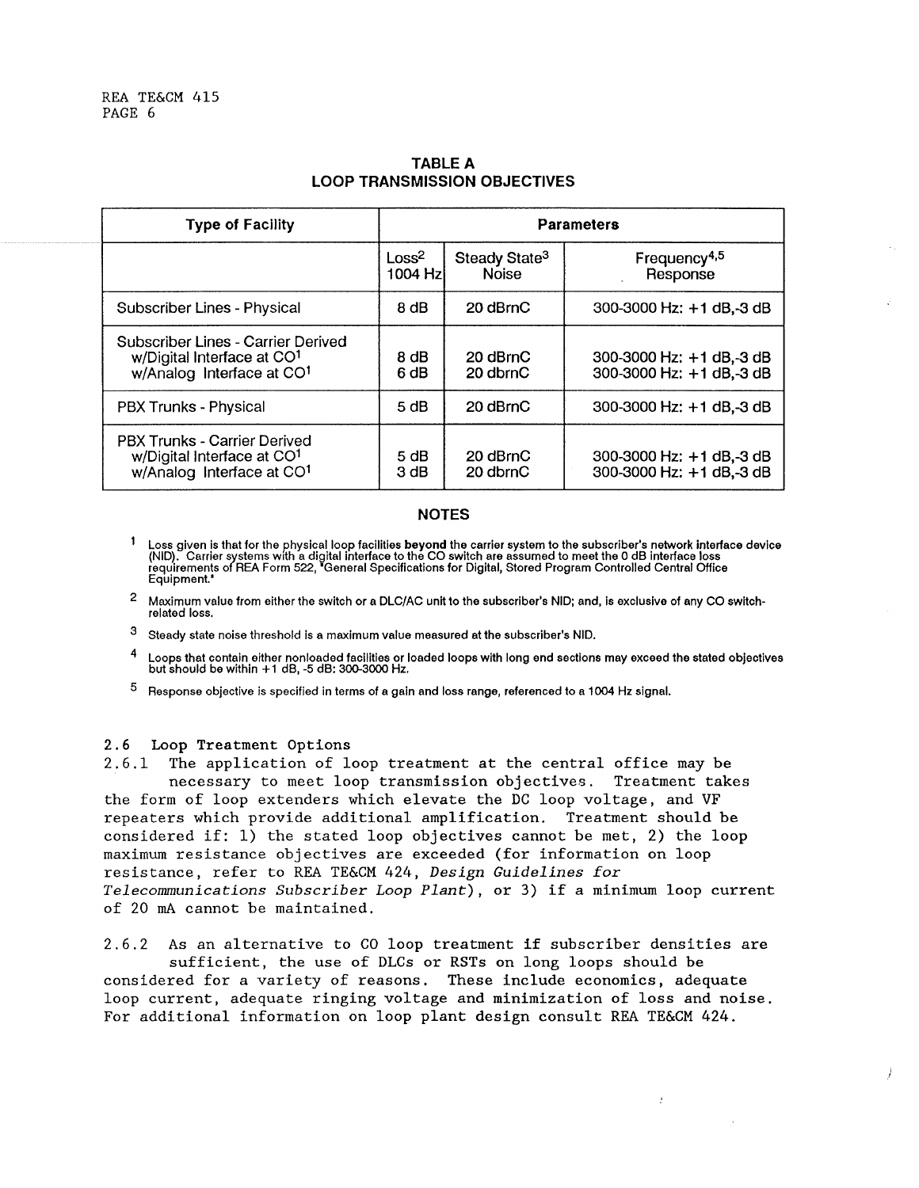## TABLE A
## LOOP TRANSMISSION OBJECTIVES

| Type of Facility | Parameters | | |
|---|---|---|---|
| | Loss[2] 1004 Hz | Steady State[3] Noise | Frequency[4,5] Response |
| Subscriber Lines - Physical | 8 dB | 20 dBrnC | 300-3000 Hz: +1 dB,-3 dB |
| Subscriber Lines - Carrier Derived<br>w/Digital Interface at CO[1]<br>w/Analog Interface at CO[1] | <br>8 dB<br>6 dB | <br>20 dBrnC<br>20 dbrnC | <br>300-3000 Hz: +1 dB,-3 dB<br>300-3000 Hz: +1 dB,-3 dB |
| PBX Trunks - Physical | 5 dB | 20 dBrnC | 300-3000 Hz: +1 dB,-3 dB |
| PBX Trunks - Carrier Derived<br>w/Digital Interface at CO[1]<br>w/Analog Interface at CO[1] | <br>5 dB<br>3 dB | <br>20 dBrnC<br>20 dbrnC | <br>300-3000 Hz: +1 dB,-3 dB<br>300-3000 Hz: +1 dB,-3 dB |

### NOTES

[1] Loss given is that for the physical loop facilities **beyond** the carrier system to the subscriber's network interface device (NID). Carrier systems with a digital interface to the CO switch are assumed to meet the 0 dB interface loss requirements of REA Form 522, "General Specifications for Digital, Stored Program Controlled Central Office Equipment."

[2] Maximum value from either the switch or a DLC/AC unit to the subscriber's NID; and, is exclusive of any CO switch-related loss.

[3] Steady state noise threshold is a maximum value measured at the subscriber's NID.

[4] Loops that contain either nonloaded facilities or loaded loops with long end sections may exceed the stated objectives but should be within +1 dB, -5 dB: 300-3000 Hz.

[5] Response objective is specified in terms of a gain and loss range, referenced to a 1004 Hz signal.

### 2.6 Loop Treatment Options

2.6.1 The application of loop treatment at the central office may be necessary to meet loop transmission objectives. Treatment takes the form of loop extenders which elevate the DC loop voltage, and VF repeaters which provide additional amplification. Treatment should be considered if: 1) the stated loop objectives cannot be met, 2) the loop maximum resistance objectives are exceeded (for information on loop resistance, refer to REA TE&CM 424, *Design Guidelines for Telecommunications Subscriber Loop Plant*), or 3) if a minimum loop current of 20 mA cannot be maintained.

2.6.2 As an alternative to CO loop treatment if subscriber densities are sufficient, the use of DLCs or RSTs on long loops should be considered for a variety of reasons. These include economics, adequate loop current, adequate ringing voltage and minimization of loss and noise. For additional information on loop plant design consult REA TE&CM 424.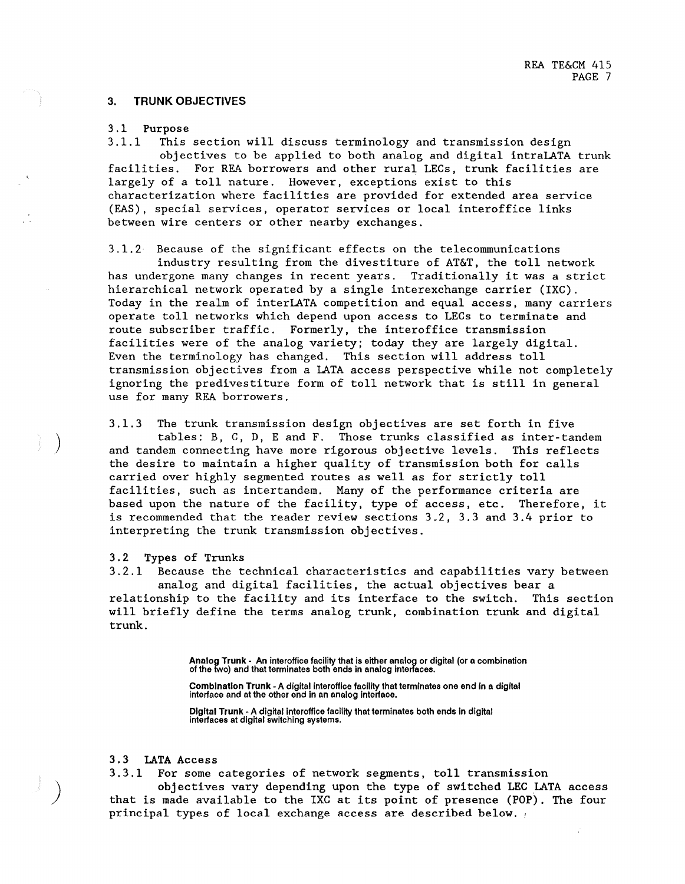## 3. TRUNK OBJECTIVES

### 3.1 Purpose

3.1.1 This section will discuss terminology and transmission design objectives to be applied to both analog and digital intraLATA trunk facilities. For REA borrowers and other rural LECs, trunk facilities are largely of a toll nature. However, exceptions exist to this characterization where facilities are provided for extended area service (EAS), special services, operator services or local interoffice links between wire centers or other nearby exchanges.

3.1.2 Because of the significant effects on the telecommunications industry resulting from the divestiture of AT&T, the toll network has undergone many changes in recent years. Traditionally it was a strict hierarchical network operated by a single interexchange carrier (IXC). Today in the realm of interLATA competition and equal access, many carriers operate toll networks which depend upon access to LECs to terminate and route subscriber traffic. Formerly, the interoffice transmission facilities were of the analog variety; today they are largely digital. Even the terminology has changed. This section will address toll transmission objectives from a LATA access perspective while not completely ignoring the predivestiture form of toll network that is still in general use for many REA borrowers.

3.1.3 The trunk transmission design objectives are set forth in five tables: B, C, D, E and F. Those trunks classified as inter-tandem and tandem connecting have more rigorous objective levels. This reflects the desire to maintain a higher quality of transmission both for calls carried over highly segmented routes as well as for strictly toll facilities, such as intertandem. Many of the performance criteria are based upon the nature of the facility, type of access, etc. Therefore, it is recommended that the reader review sections 3.2, 3.3 and 3.4 prior to interpreting the trunk transmission objectives.

### 3.2 Types of Trunks

3.2.1 Because the technical characteristics and capabilities vary between analog and digital facilities, the actual objectives bear a relationship to the facility and its interface to the switch. This section will briefly define the terms analog trunk, combination trunk and digital trunk.

**Analog Trunk** - An interoffice facility that is either analog or digital (or a combination of the two) and that terminates both ends in analog interfaces.

**Combination Trunk** - A digital interoffice facility that terminates one end in a digital interface and at the other end in an analog interface.

**Digital Trunk** - A digital interoffice facility that terminates both ends in digital interfaces at digital switching systems.

### 3.3 LATA Access

3.3.1 For some categories of network segments, toll transmission objectives vary depending upon the type of switched LEC LATA access that is made available to the IXC at its point of presence (POP). The four principal types of local exchange access are described below.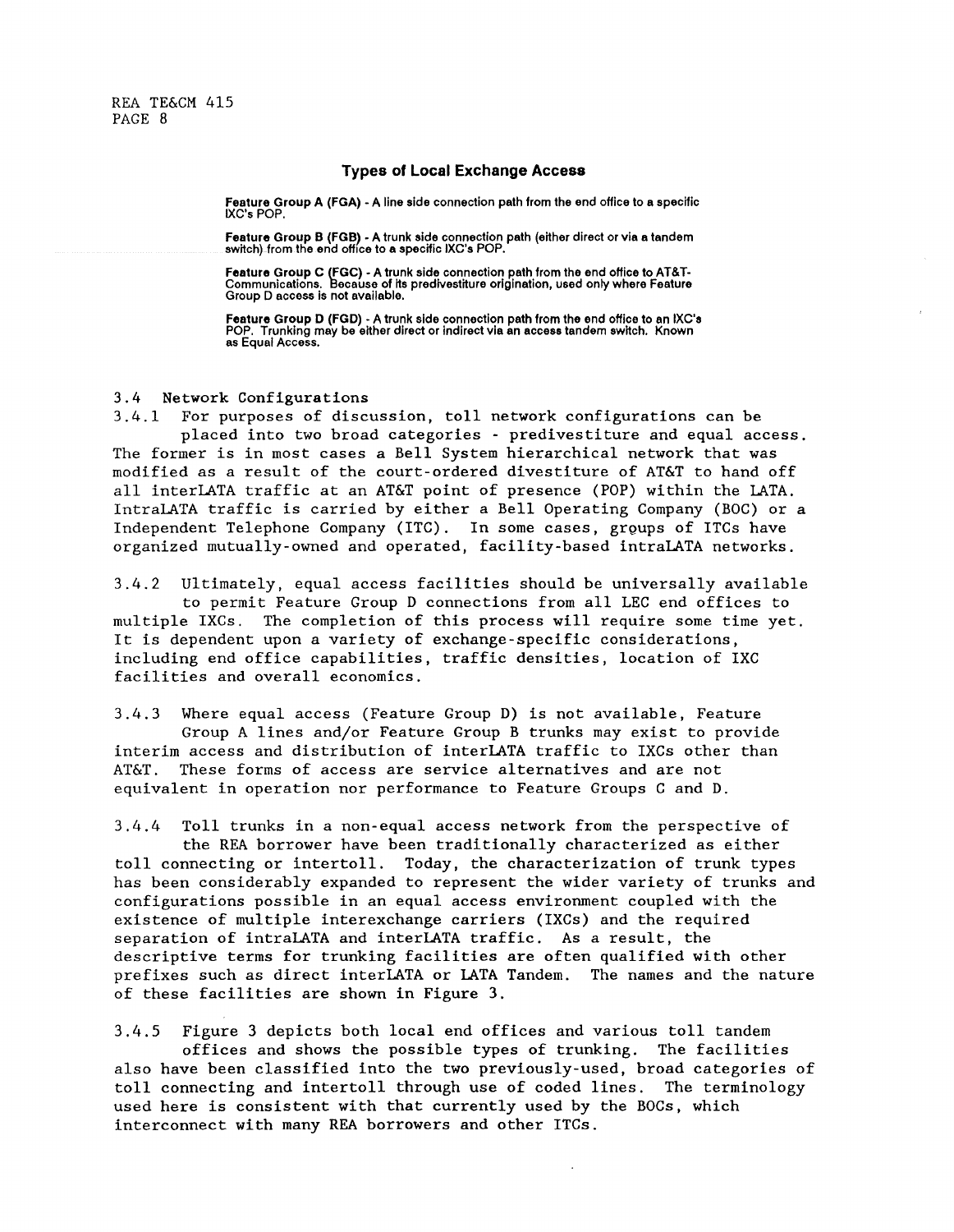### Types of Local Exchange Access

**Feature Group A (FGA)** - A line side connection path from the end office to a specific IXC's POP.

**Feature Group B (FGB)** - A trunk side connection path (either direct or via a tandem switch) from the end office to a specific IXC's POP.

**Feature Group C (FGC)** - A trunk side connection path from the end office to AT&T-Communications. Because of its predivestiture origination, used only where Feature Group D access is not available.

**Feature Group D (FGD)** - A trunk side connection path from the end office to an IXC's POP. Trunking may be either direct or indirect via an access tandem switch. Known as Equal Access.

3.4 Network Configurations

3.4.1 For purposes of discussion, toll network configurations can be placed into two broad categories - predivestiture and equal access. The former is in most cases a Bell System hierarchical network that was modified as a result of the court-ordered divestiture of AT&T to hand off all interLATA traffic at an AT&T point of presence (POP) within the LATA. IntraLATA traffic is carried by either a Bell Operating Company (BOC) or a Independent Telephone Company (ITC). In some cases, groups of ITCs have organized mutually-owned and operated, facility-based intraLATA networks.

3.4.2 Ultimately, equal access facilities should be universally available to permit Feature Group D connections from all LEC end offices to multiple IXCs. The completion of this process will require some time yet. It is dependent upon a variety of exchange-specific considerations, including end office capabilities, traffic densities, location of IXC facilities and overall economics.

3.4.3 Where equal access (Feature Group D) is not available, Feature Group A lines and/or Feature Group B trunks may exist to provide interim access and distribution of interLATA traffic to IXCs other than AT&T. These forms of access are service alternatives and are not equivalent in operation nor performance to Feature Groups C and D.

3.4.4 Toll trunks in a non-equal access network from the perspective of the REA borrower have been traditionally characterized as either toll connecting or intertoll. Today, the characterization of trunk types has been considerably expanded to represent the wider variety of trunks and configurations possible in an equal access environment coupled with the existence of multiple interexchange carriers (IXCs) and the required separation of intraLATA and interLATA traffic. As a result, the descriptive terms for trunking facilities are often qualified with other prefixes such as direct interLATA or LATA Tandem. The names and the nature of these facilities are shown in Figure 3.

3.4.5 Figure 3 depicts both local end offices and various toll tandem offices and shows the possible types of trunking. The facilities also have been classified into the two previously-used, broad categories of toll connecting and intertoll through use of coded lines. The terminology used here is consistent with that currently used by the BOCs, which interconnect with many REA borrowers and other ITCs.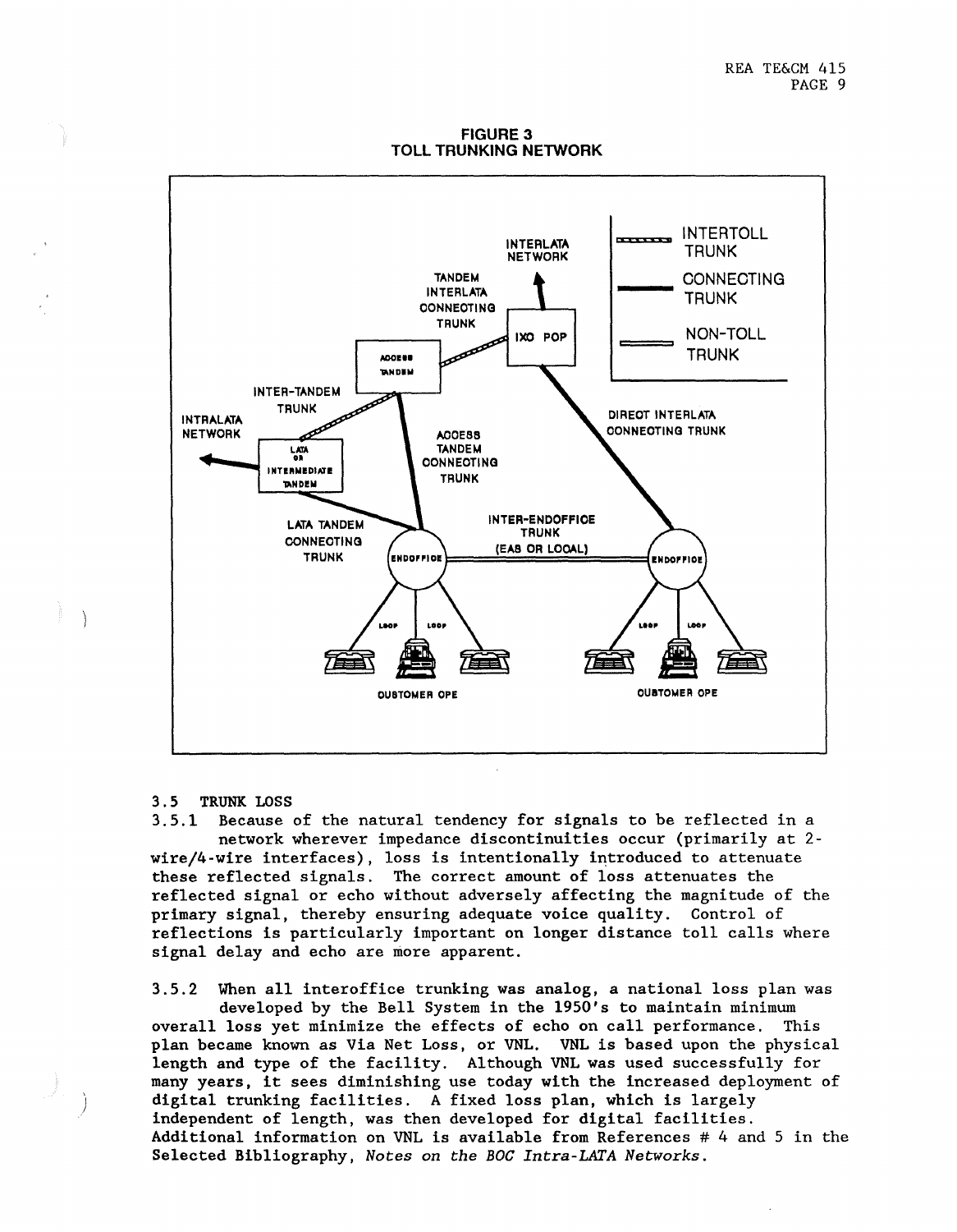**FIGURE 3**
**TOLL TRUNKING NETWORK**

INTERLATA NETWORK

TANDEM INTERLATA CONNECTING TRUNK

IXO POP

ACCESS TANDEM

INTER-TANDEM TRUNK

INTRALATA NETWORK

LATA OR INTERMEDIATE TANDEM

ACCESS TANDEM CONNECTING TRUNK

DIRECT INTERLATA CONNECTING TRUNK

LATA TANDEM CONNECTING TRUNK

INTER-ENDOFFICE TRUNK (EAS OR LOCAL)

ENDOFFICE

ENDOFFICE

LOOP

LOOP

LOOP

LOOP

CUSTOMER CPE

CUSTOMER CPE

INTERTOLL TRUNK

CONNECTING TRUNK

NON-TOLL TRUNK

## 3.5 TRUNK LOSS

3.5.1 Because of the natural tendency for signals to be reflected in a network wherever impedance discontinuities occur (primarily at 2-wire/4-wire interfaces), loss is intentionally introduced to attenuate these reflected signals. The correct amount of loss attenuates the reflected signal or echo without adversely affecting the magnitude of the primary signal, thereby ensuring adequate voice quality. Control of reflections is particularly important on longer distance toll calls where signal delay and echo are more apparent.

3.5.2 When all interoffice trunking was analog, a national loss plan was developed by the Bell System in the 1950's to maintain minimum overall loss yet minimize the effects of echo on call performance. This plan became known as Via Net Loss, or VNL. VNL is based upon the physical length and type of the facility. Although VNL was used successfully for many years, it sees diminishing use today with the increased deployment of digital trunking facilities. A fixed loss plan, which is largely independent of length, was then developed for digital facilities. Additional information on VNL is available from References # 4 and 5 in the Selected Bibliography, *Notes on the BOC Intra-LATA Networks*.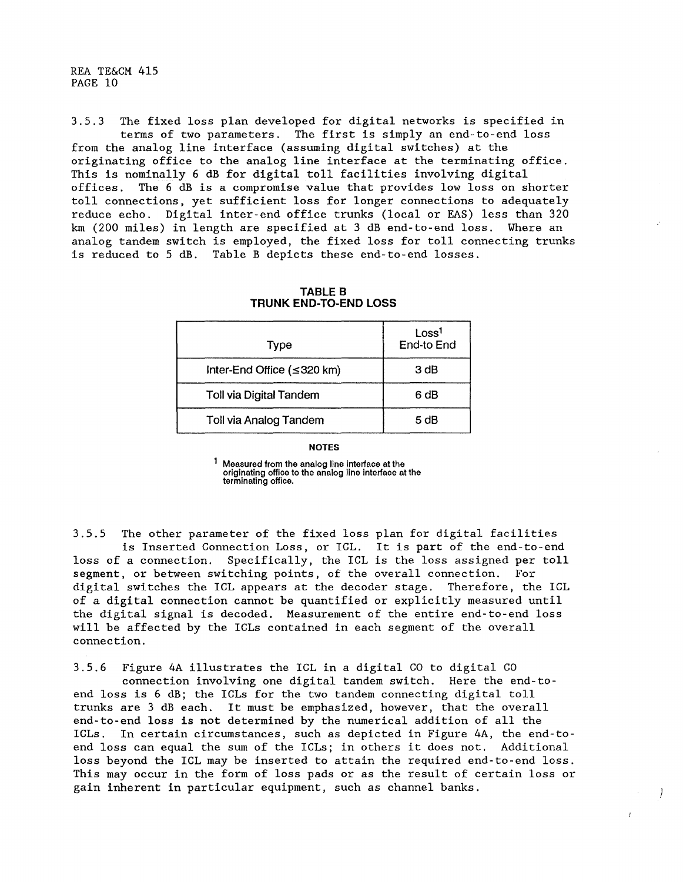3.5.3 The fixed loss plan developed for digital networks is specified in terms of two parameters. The first is simply an end-to-end loss from the analog line interface (assuming digital switches) at the originating office to the analog line interface at the terminating office. This is nominally 6 dB for digital toll facilities involving digital offices. The 6 dB is a compromise value that provides low loss on shorter toll connections, yet sufficient loss for longer connections to adequately reduce echo. Digital inter-end office trunks (local or EAS) less than 320 km (200 miles) in length are specified at 3 dB end-to-end loss. Where an analog tandem switch is employed, the fixed loss for toll connecting trunks is reduced to 5 dB. Table B depicts these end-to-end losses.

**TABLE B**
**TRUNK END-TO-END LOSS**

| Type | Loss[1] End-to End |
|---|---|
| Inter-End Office (≤320 km) | 3 dB |
| Toll via Digital Tandem | 6 dB |
| Toll via Analog Tandem | 5 dB |

**NOTES**

[1] Measured from the analog line interface at the originating office to the analog line interface at the terminating office.

3.5.5 The other parameter of the fixed loss plan for digital facilities is Inserted Connection Loss, or ICL. It is part of the end-to-end loss of a connection. Specifically, the ICL is the loss assigned per toll segment, or between switching points, of the overall connection. For digital switches the ICL appears at the decoder stage. Therefore, the ICL of a digital connection cannot be quantified or explicitly measured until the digital signal is decoded. Measurement of the entire end-to-end loss will be affected by the ICLs contained in each segment of the overall connection.

3.5.6 Figure 4A illustrates the ICL in a digital CO to digital CO connection involving one digital tandem switch. Here the end-to-end loss is 6 dB; the ICLs for the two tandem connecting digital toll trunks are 3 dB each. It must be emphasized, however, that the overall end-to-end loss is not determined by the numerical addition of all the ICLs. In certain circumstances, such as depicted in Figure 4A, the end-to-end loss can equal the sum of the ICLs; in others it does not. Additional loss beyond the ICL may be inserted to attain the required end-to-end loss. This may occur in the form of loss pads or as the result of certain loss or gain inherent in particular equipment, such as channel banks.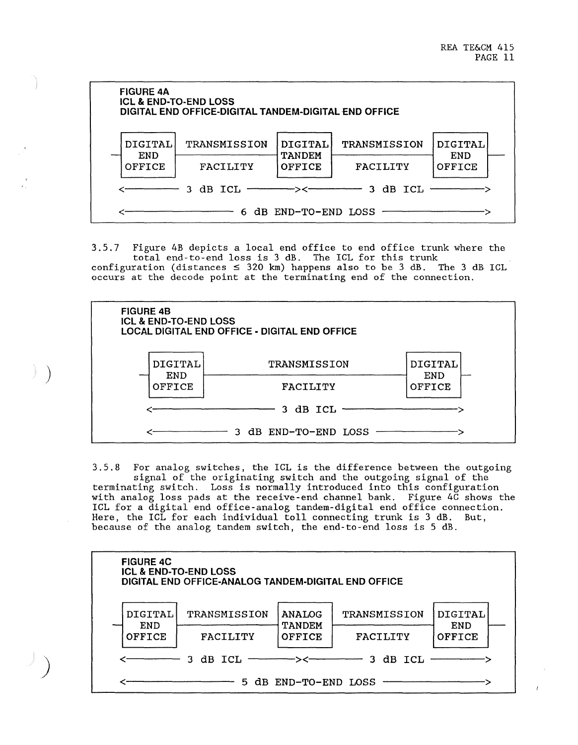**FIGURE 4A**
**ICL & END-TO-END LOSS**
**DIGITAL END OFFICE-DIGITAL TANDEM-DIGITAL END OFFICE**

DIGITAL END OFFICE — TRANSMISSION FACILITY — DIGITAL TANDEM OFFICE — TRANSMISSION FACILITY — DIGITAL END OFFICE

<—— 3 dB ICL ——><—— 3 dB ICL ——>

<—— 6 dB END-TO-END LOSS ——>

3.5.7 Figure 4B depicts a local end office to end office trunk where the total end-to-end loss is 3 dB. The ICL for this trunk configuration (distances ≤ 320 km) happens also to be 3 dB. The 3 dB ICL occurs at the decode point at the terminating end of the connection.

**FIGURE 4B**
**ICL & END-TO-END LOSS**
**LOCAL DIGITAL END OFFICE - DIGITAL END OFFICE**

DIGITAL END OFFICE — TRANSMISSION FACILITY — DIGITAL END OFFICE

<—— 3 dB ICL ——>

<—— 3 dB END-TO-END LOSS ——>

3.5.8 For analog switches, the ICL is the difference between the outgoing signal of the originating switch and the outgoing signal of the terminating switch. Loss is normally introduced into this configuration with analog loss pads at the receive-end channel bank. Figure 4C shows the ICL for a digital end office-analog tandem-digital end office connection. Here, the ICL for each individual toll connecting trunk is 3 dB. But, because of the analog tandem switch, the end-to-end loss is 5 dB.

**FIGURE 4C**
**ICL & END-TO-END LOSS**
**DIGITAL END OFFICE-ANALOG TANDEM-DIGITAL END OFFICE**

DIGITAL END OFFICE — TRANSMISSION FACILITY — ANALOG TANDEM OFFICE — TRANSMISSION FACILITY — DIGITAL END OFFICE

<—— 3 dB ICL ——><—— 3 dB ICL ——>

<—— 5 dB END-TO-END LOSS ——>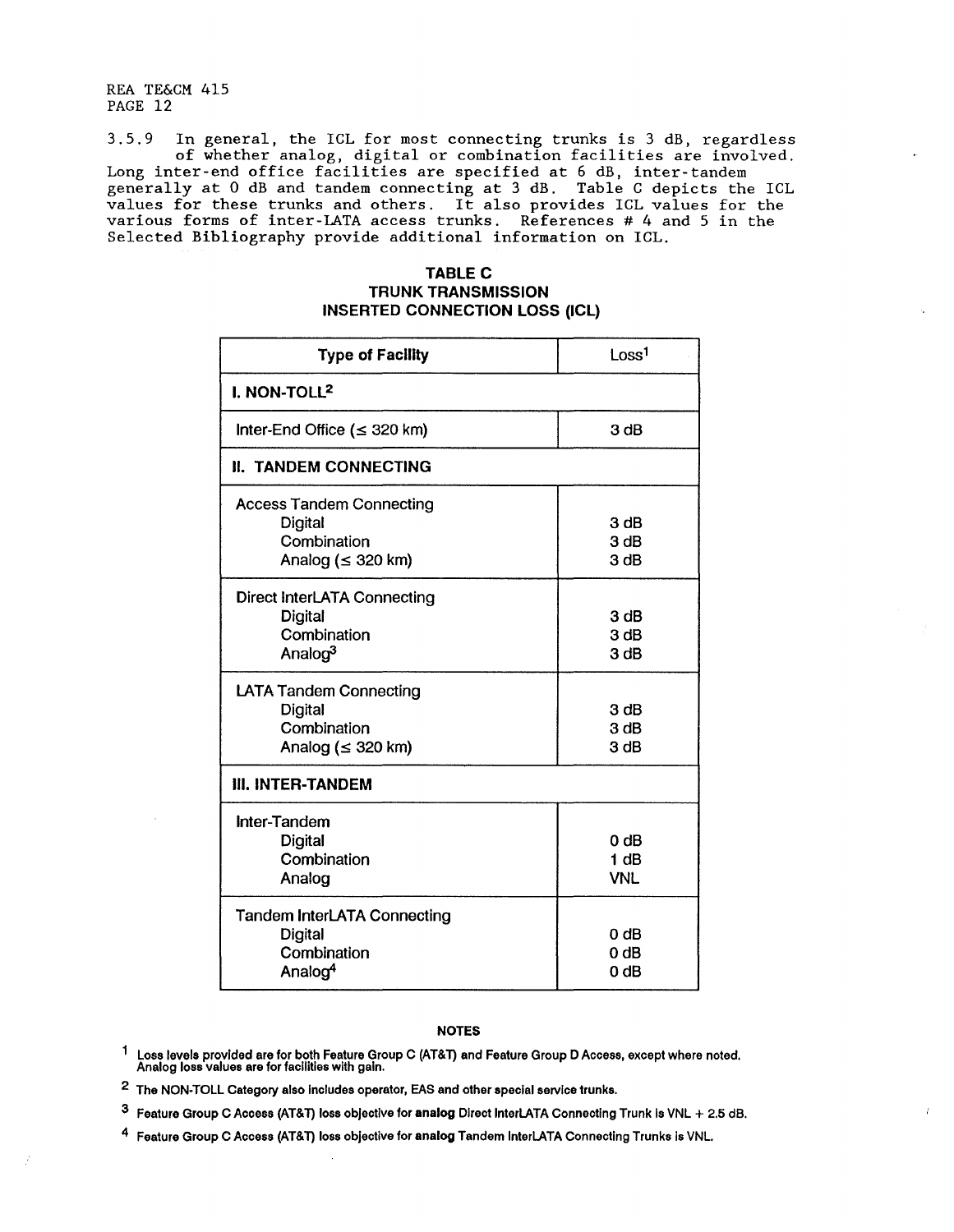3.5.9 In general, the ICL for most connecting trunks is 3 dB, regardless of whether analog, digital or combination facilities are involved. Long inter-end office facilities are specified at 6 dB, inter-tandem generally at 0 dB and tandem connecting at 3 dB. Table C depicts the ICL values for these trunks and others. It also provides ICL values for the various forms of inter-LATA access trunks. References # 4 and 5 in the Selected Bibliography provide additional information on ICL.

**TABLE C**
**TRUNK TRANSMISSION**
**INSERTED CONNECTION LOSS (ICL)**

| Type of Facility | Loss[1] |
|---|---|
| **I. NON-TOLL[2]** | |
| Inter-End Office (≤ 320 km) | 3 dB |
| **II. TANDEM CONNECTING** | |
| Access Tandem Connecting | |
| Digital | 3 dB |
| Combination | 3 dB |
| Analog (≤ 320 km) | 3 dB |
| Direct InterLATA Connecting | |
| Digital | 3 dB |
| Combination | 3 dB |
| Analog[3] | 3 dB |
| LATA Tandem Connecting | |
| Digital | 3 dB |
| Combination | 3 dB |
| Analog (≤ 320 km) | 3 dB |
| **III. INTER-TANDEM** | |
| Inter-Tandem | |
| Digital | 0 dB |
| Combination | 1 dB |
| Analog | VNL |
| Tandem InterLATA Connecting | |
| Digital | 0 dB |
| Combination | 0 dB |
| Analog[4] | 0 dB |

**NOTES**

[1] Loss levels provided are for both Feature Group C (AT&T) and Feature Group D Access, except where noted. Analog loss values are for facilities with gain.

[2] The NON-TOLL Category also includes operator, EAS and other special service trunks.

[3] Feature Group C Access (AT&T) loss objective for **analog** Direct InterLATA Connecting Trunk is VNL + 2.5 dB.

[4] Feature Group C Access (AT&T) loss objective for **analog** Tandem InterLATA Connecting Trunks is VNL.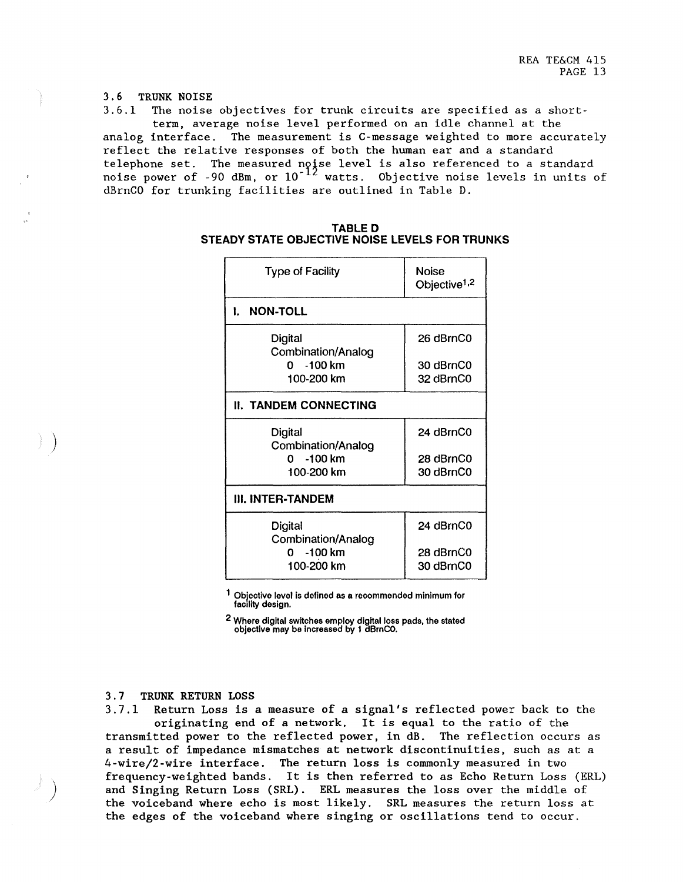### 3.6 TRUNK NOISE

3.6.1 The noise objectives for trunk circuits are specified as a short-term, average noise level performed on an idle channel at the analog interface. The measurement is C-message weighted to more accurately reflect the relative responses of both the human ear and a standard telephone set. The measured noise level is also referenced to a standard noise power of -90 dBm, or $10^{-12}$ watts. Objective noise levels in units of dBrnC0 for trunking facilities are outlined in Table D.

**TABLE D**
**STEADY STATE OBJECTIVE NOISE LEVELS FOR TRUNKS**

| Type of Facility | Noise Objective[1,2] |
|---|---|
| **I. NON-TOLL** | |
| Digital | 26 dBrnC0 |
| Combination/Analog | |
| 0 -100 km | 30 dBrnC0 |
| 100-200 km | 32 dBrnC0 |
| **II. TANDEM CONNECTING** | |
| Digital | 24 dBrnC0 |
| Combination/Analog | |
| 0 -100 km | 28 dBrnC0 |
| 100-200 km | 30 dBrnC0 |
| **III. INTER-TANDEM** | |
| Digital | 24 dBrnC0 |
| Combination/Analog | |
| 0 -100 km | 28 dBrnC0 |
| 100-200 km | 30 dBrnC0 |

[1] Objective level is defined as a recommended minimum for facility design.

[2] Where digital switches employ digital loss pads, the stated objective may be increased by 1 dBrnC0.

### 3.7 TRUNK RETURN LOSS

3.7.1 Return Loss is a measure of a signal's reflected power back to the originating end of a network. It is equal to the ratio of the transmitted power to the reflected power, in dB. The reflection occurs as a result of impedance mismatches at network discontinuities, such as at a 4-wire/2-wire interface. The return loss is commonly measured in two frequency-weighted bands. It is then referred to as Echo Return Loss (ERL) and Singing Return Loss (SRL). ERL measures the loss over the middle of the voiceband where echo is most likely. SRL measures the return loss at the edges of the voiceband where singing or oscillations tend to occur.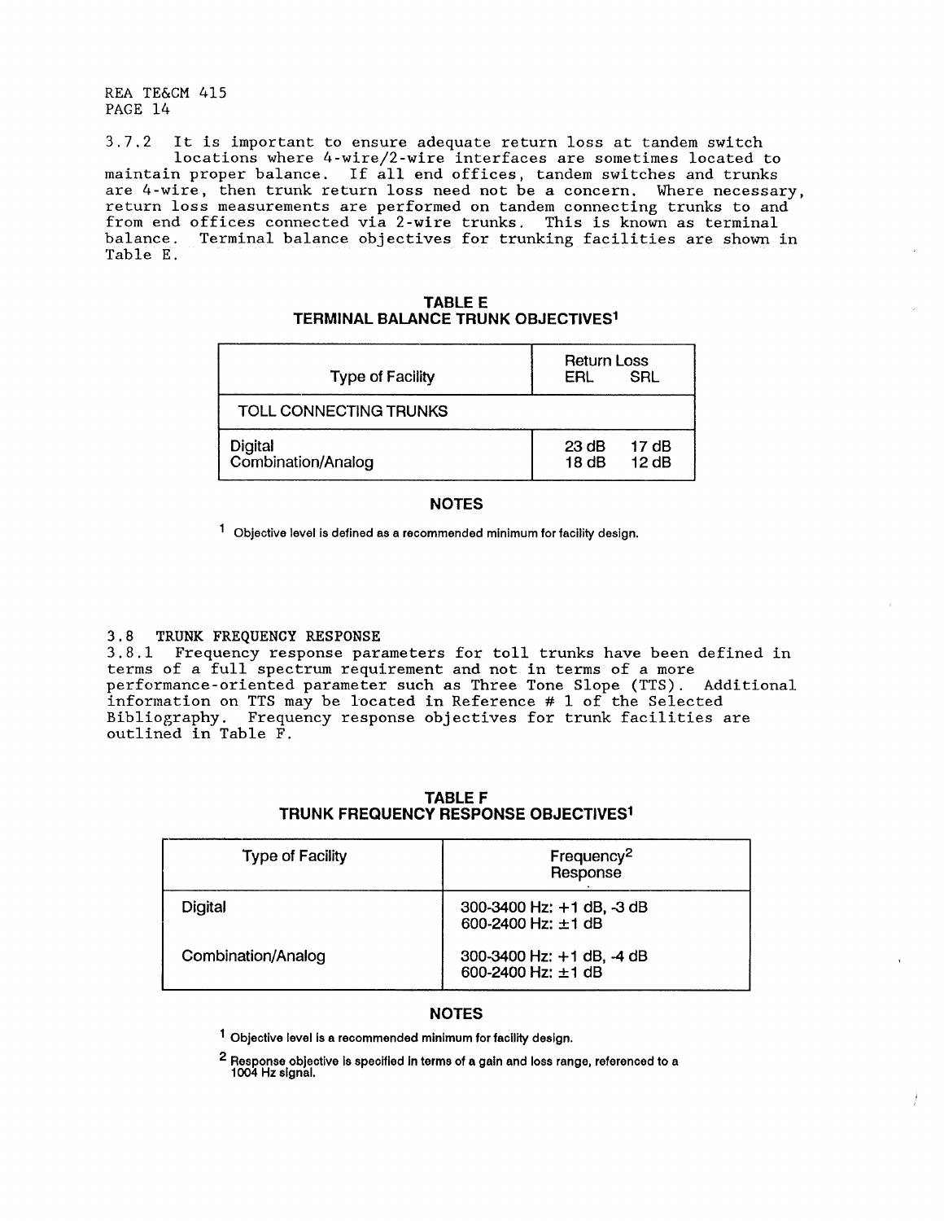3.7.2 It is important to ensure adequate return loss at tandem switch locations where 4-wire/2-wire interfaces are sometimes located to maintain proper balance. If all end offices, tandem switches and trunks are 4-wire, then trunk return loss need not be a concern. Where necessary, return loss measurements are performed on tandem connecting trunks to and from end offices connected via 2-wire trunks. This is known as terminal balance. Terminal balance objectives for trunking facilities are shown in Table E.

**TABLE E**
**TERMINAL BALANCE TRUNK OBJECTIVES[1]**

| Type of Facility | Return Loss ERL | Return Loss SRL |
|---|---|---|
| TOLL CONNECTING TRUNKS | | |
| Digital | 23 dB | 17 dB |
| Combination/Analog | 18 dB | 12 dB |

**NOTES**

[1] Objective level is defined as a recommended minimum for facility design.

## 3.8 TRUNK FREQUENCY RESPONSE

3.8.1 Frequency response parameters for toll trunks have been defined in terms of a full spectrum requirement and not in terms of a more performance-oriented parameter such as Three Tone Slope (TTS). Additional information on TTS may be located in Reference # 1 of the Selected Bibliography. Frequency response objectives for trunk facilities are outlined in Table F.

**TABLE F**
**TRUNK FREQUENCY RESPONSE OBJECTIVES[1]**

| Type of Facility | Frequency[2] Response |
|---|---|
| Digital | 300-3400 Hz: +1 dB, -3 dB<br>600-2400 Hz: ±1 dB |
| Combination/Analog | 300-3400 Hz: +1 dB, -4 dB<br>600-2400 Hz: ±1 dB |

**NOTES**

[1] Objective level is a recommended minimum for facility design.

[2] Response objective is specified in terms of a gain and loss range, referenced to a 1004 Hz signal.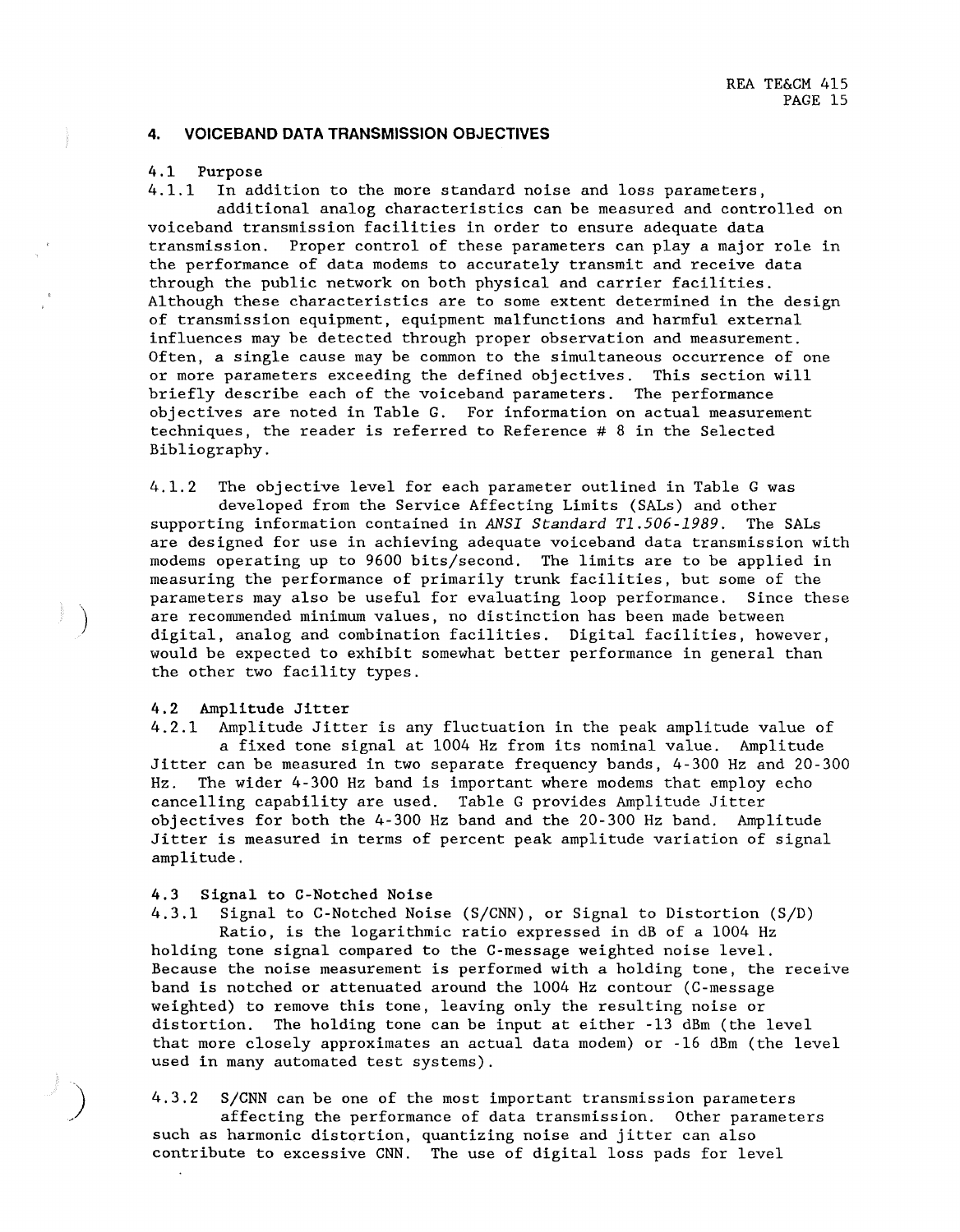## 4. VOICEBAND DATA TRANSMISSION OBJECTIVES

### 4.1 Purpose

4.1.1 In addition to the more standard noise and loss parameters, additional analog characteristics can be measured and controlled on voiceband transmission facilities in order to ensure adequate data transmission. Proper control of these parameters can play a major role in the performance of data modems to accurately transmit and receive data through the public network on both physical and carrier facilities. Although these characteristics are to some extent determined in the design of transmission equipment, equipment malfunctions and harmful external influences may be detected through proper observation and measurement. Often, a single cause may be common to the simultaneous occurrence of one or more parameters exceeding the defined objectives. This section will briefly describe each of the voiceband parameters. The performance objectives are noted in Table G. For information on actual measurement techniques, the reader is referred to Reference # 8 in the Selected Bibliography.

4.1.2 The objective level for each parameter outlined in Table G was developed from the Service Affecting Limits (SALs) and other supporting information contained in *ANSI Standard T1.506-1989*. The SALs are designed for use in achieving adequate voiceband data transmission with modems operating up to 9600 bits/second. The limits are to be applied in measuring the performance of primarily trunk facilities, but some of the parameters may also be useful for evaluating loop performance. Since these are recommended minimum values, no distinction has been made between digital, analog and combination facilities. Digital facilities, however, would be expected to exhibit somewhat better performance in general than the other two facility types.

### 4.2 Amplitude Jitter

4.2.1 Amplitude Jitter is any fluctuation in the peak amplitude value of a fixed tone signal at 1004 Hz from its nominal value. Amplitude Jitter can be measured in two separate frequency bands, 4-300 Hz and 20-300 Hz. The wider 4-300 Hz band is important where modems that employ echo cancelling capability are used. Table G provides Amplitude Jitter objectives for both the 4-300 Hz band and the 20-300 Hz band. Amplitude Jitter is measured in terms of percent peak amplitude variation of signal amplitude.

### 4.3 Signal to C-Notched Noise

4.3.1 Signal to C-Notched Noise (S/CNN), or Signal to Distortion (S/D) Ratio, is the logarithmic ratio expressed in dB of a 1004 Hz holding tone signal compared to the C-message weighted noise level. Because the noise measurement is performed with a holding tone, the receive band is notched or attenuated around the 1004 Hz contour (C-message weighted) to remove this tone, leaving only the resulting noise or distortion. The holding tone can be input at either -13 dBm (the level that more closely approximates an actual data modem) or -16 dBm (the level used in many automated test systems).

4.3.2 S/CNN can be one of the most important transmission parameters affecting the performance of data transmission. Other parameters such as harmonic distortion, quantizing noise and jitter can also contribute to excessive CNN. The use of digital loss pads for level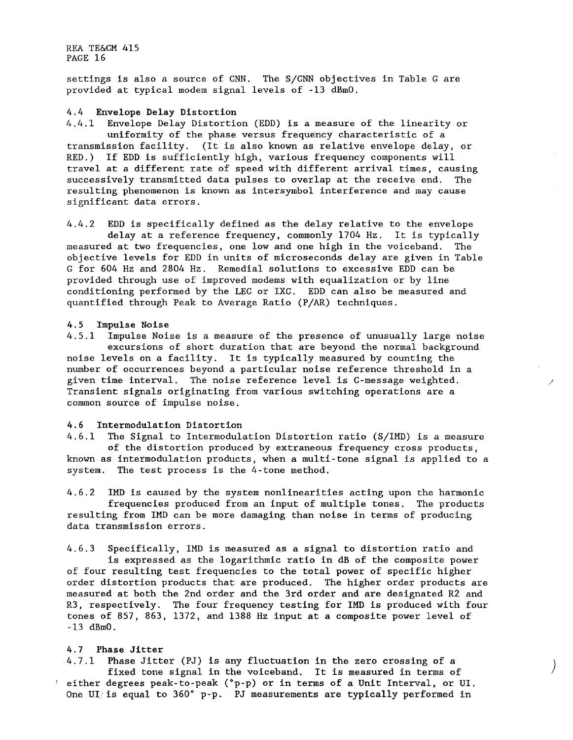settings is also a source of CNN. The S/CNN objectives in Table G are provided at typical modem signal levels of -13 dBm0.

### 4.4 Envelope Delay Distortion

4.4.1 Envelope Delay Distortion (EDD) is a measure of the linearity or uniformity of the phase versus frequency characteristic of a transmission facility. (It is also known as relative envelope delay, or RED.) If EDD is sufficiently high, various frequency components will travel at a different rate of speed with different arrival times, causing successively transmitted data pulses to overlap at the receive end. The resulting phenomenon is known as intersymbol interference and may cause significant data errors.

4.4.2 EDD is specifically defined as the delay relative to the envelope delay at a reference frequency, commonly 1704 Hz. It is typically measured at two frequencies, one low and one high in the voiceband. The objective levels for EDD in units of microseconds delay are given in Table G for 604 Hz and 2804 Hz. Remedial solutions to excessive EDD can be provided through use of improved modems with equalization or by line conditioning performed by the LEC or IXC. EDD can also be measured and quantified through Peak to Average Ratio (P/AR) techniques.

### 4.5 Impulse Noise

4.5.1 Impulse Noise is a measure of the presence of unusually large noise excursions of short duration that are beyond the normal background noise levels on a facility. It is typically measured by counting the number of occurrences beyond a particular noise reference threshold in a given time interval. The noise reference level is C-message weighted. Transient signals originating from various switching operations are a common source of impulse noise.

### 4.6 Intermodulation Distortion

4.6.1 The Signal to Intermodulation Distortion ratio (S/IMD) is a measure of the distortion produced by extraneous frequency cross products, known as intermodulation products, when a multi-tone signal is applied to a system. The test process is the 4-tone method.

4.6.2 IMD is caused by the system nonlinearities acting upon the harmonic frequencies produced from an input of multiple tones. The products resulting from IMD can be more damaging than noise in terms of producing data transmission errors.

4.6.3 Specifically, IMD is measured as a signal to distortion ratio and is expressed as the logarithmic ratio in dB of the composite power of four resulting test frequencies to the total power of specific higher order distortion products that are produced. The higher order products are measured at both the 2nd order and the 3rd order and are designated R2 and R3, respectively. The four frequency testing for IMD is produced with four tones of 857, 863, 1372, and 1388 Hz input at a composite power level of -13 dBm0.

### 4.7 Phase Jitter

4.7.1 Phase Jitter (PJ) is any fluctuation in the zero crossing of a fixed tone signal in the voiceband. It is measured in terms of either degrees peak-to-peak (°p-p) or in terms of a Unit Interval, or UI. One UI is equal to 360° p-p. PJ measurements are typically performed in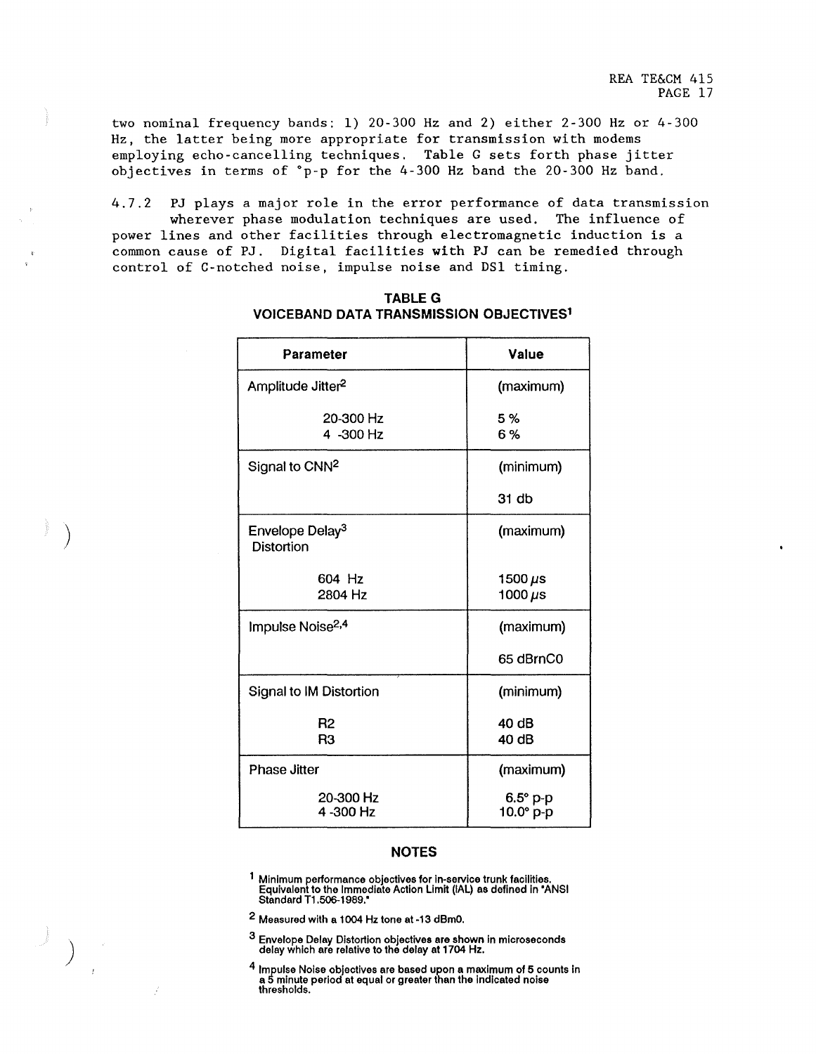two nominal frequency bands: 1) 20-300 Hz and 2) either 2-300 Hz or 4-300 Hz, the latter being more appropriate for transmission with modems employing echo-cancelling techniques. Table G sets forth phase jitter objectives in terms of °p-p for the 4-300 Hz band the 20-300 Hz band.

4.7.2 PJ plays a major role in the error performance of data transmission wherever phase modulation techniques are used. The influence of power lines and other facilities through electromagnetic induction is a common cause of PJ. Digital facilities with PJ can be remedied through control of C-notched noise, impulse noise and DS1 timing.

**TABLE G**
**VOICEBAND DATA TRANSMISSION OBJECTIVES[1]**

| Parameter | Value |
|---|---|
| Amplitude Jitter[2] | (maximum) |
| 20-300 Hz | 5 % |
| 4 -300 Hz | 6 % |
| Signal to CNN[2] | (minimum) |
| | 31 db |
| Envelope Delay[3] Distortion | (maximum) |
| 604 Hz | 1500 μs |
| 2804 Hz | 1000 μs |
| Impulse Noise[2,4] | (maximum) |
| | 65 dBrnC0 |
| Signal to IM Distortion | (minimum) |
| R2 | 40 dB |
| R3 | 40 dB |
| Phase Jitter | (maximum) |
| 20-300 Hz | 6.5° p-p |
| 4 -300 Hz | 10.0° p-p |

**NOTES**

[1] Minimum performance objectives for in-service trunk facilities. Equivalent to the Immediate Action Limit (IAL) as defined in "ANSI Standard T1.506-1989."

[2] Measured with a 1004 Hz tone at -13 dBm0.

[3] Envelope Delay Distortion objectives are shown in microseconds delay which are relative to the delay at 1704 Hz.

[4] Impulse Noise objectives are based upon a maximum of 5 counts in a 5 minute period at equal or greater than the indicated noise thresholds.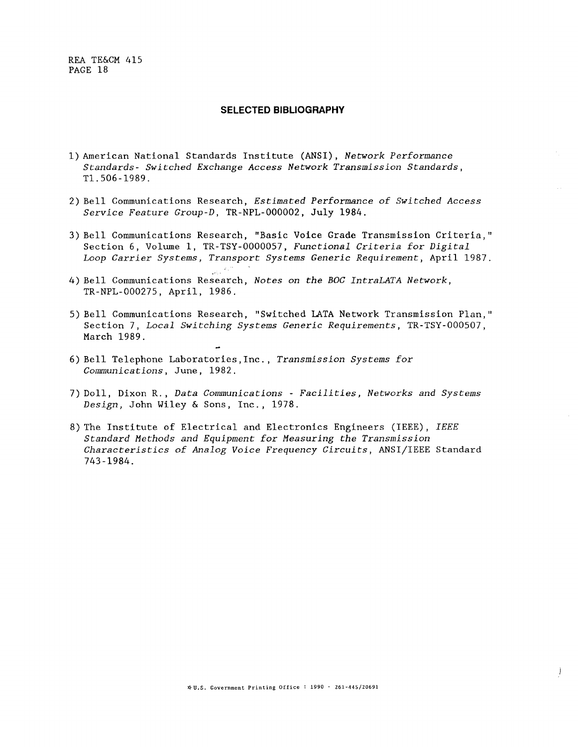## SELECTED BIBLIOGRAPHY

1) American National Standards Institute (ANSI), *Network Performance Standards- Switched Exchange Access Network Transmission Standards*, T1.506-1989.

2) Bell Communications Research, *Estimated Performance of Switched Access Service Feature Group-D*, TR-NPL-000002, July 1984.

3) Bell Communications Research, "Basic Voice Grade Transmission Criteria," Section 6, Volume 1, TR-TSY-0000057, *Functional Criteria for Digital Loop Carrier Systems, Transport Systems Generic Requirement*, April 1987.

4) Bell Communications Research, *Notes on the BOC IntraLATA Network*, TR-NPL-000275, April, 1986.

5) Bell Communications Research, "Switched LATA Network Transmission Plan," Section 7, *Local Switching Systems Generic Requirements*, TR-TSY-000507, March 1989.

6) Bell Telephone Laboratories,Inc., *Transmission Systems for Communications*, June, 1982.

7) Doll, Dixon R., *Data Communications - Facilities, Networks and Systems Design*, John Wiley & Sons, Inc., 1978.

8) The Institute of Electrical and Electronics Engineers (IEEE), *IEEE Standard Methods and Equipment for Measuring the Transmission Characteristics of Analog Voice Frequency Circuits*, ANSI/IEEE Standard 743-1984.

☆U.S. Government Printing Office : 1990 - 261-445/20691